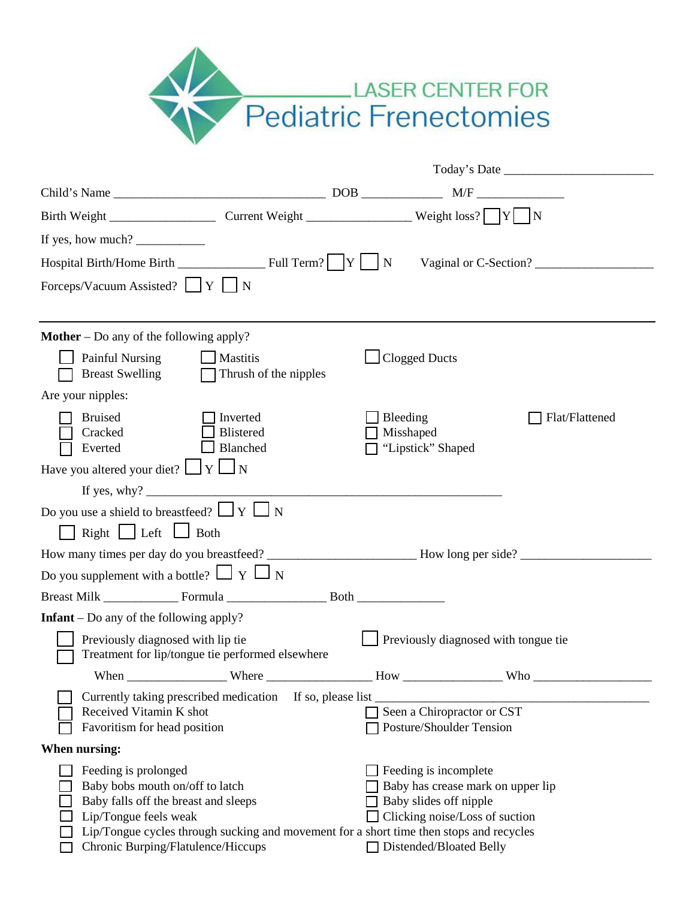# LASER CENTER FOR Pediatric Frenectomies

Today's Date ________________________

Child's Name __________________________________ DOB _____________ M/F ______________

Birth Weight _________________ Current Weight _________________ Weight loss? ☐ Y ☐ N

If yes, how much? ___________

Hospital Birth/Home Birth ______________ Full Term? ☐ Y ☐ N Vaginal or C-Section? ___________________

Forceps/Vacuum Assisted? ☐ Y ☐ N

---

**Mother** – Do any of the following apply?

☐ Painful Nursing ☐ Mastitis ☐ Clogged Ducts
☐ Breast Swelling ☐ Thrush of the nipples

Are your nipples:

☐ Bruised ☐ Inverted ☐ Bleeding ☐ Flat/Flattened
☐ Cracked ☐ Blistered ☐ Misshaped
☐ Everted ☐ Blanched ☐ "Lipstick" Shaped

Have you altered your diet? ☐ Y ☐ N

If yes, why? ___________________________________________________________

Do you use a shield to breastfeed? ☐ Y ☐ N

☐ Right ☐ Left ☐ Both

How many times per day do you breastfeed? _______________________ How long per side? _____________________

Do you supplement with a bottle? ☐ Y ☐ N

Breast Milk ____________ Formula ________________ Both ______________

**Infant** – Do any of the following apply?

☐ Previously diagnosed with lip tie ☐ Previously diagnosed with tongue tie
☐ Treatment for lip/tongue tie performed elsewhere

When ________________ Where _________________ How ________________ Who ___________________

☐ Currently taking prescribed medication If so, please list _______________________________________________
☐ Received Vitamin K shot ☐ Seen a Chiropractor or CST
☐ Favoritism for head position ☐ Posture/Shoulder Tension

**When nursing:**

☐ Feeding is prolonged ☐ Feeding is incomplete
☐ Baby bobs mouth on/off to latch ☐ Baby has crease mark on upper lip
☐ Baby falls off the breast and sleeps ☐ Baby slides off nipple
☐ Lip/Tongue feels weak ☐ Clicking noise/Loss of suction
☐ Lip/Tongue cycles through sucking and movement for a short time then stops and recycles
☐ Chronic Burping/Flatulence/Hiccups ☐ Distended/Bloated Belly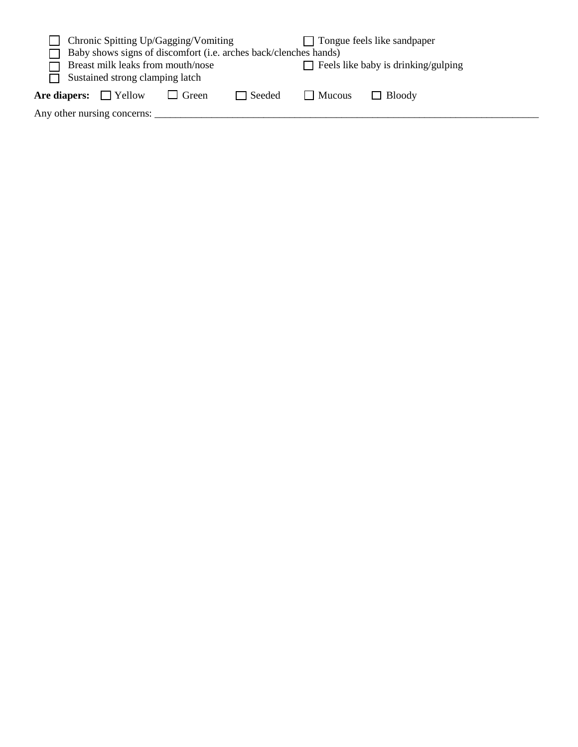- ☐ Chronic Spitting Up/Gagging/Vomiting
- ☐ Tongue feels like sandpaper
- ☐ Baby shows signs of discomfort (i.e. arches back/clenches hands)
- ☐ Breast milk leaks from mouth/nose
- ☐ Feels like baby is drinking/gulping
- ☐ Sustained strong clamping latch

**Are diapers:** ☐ Yellow ☐ Green ☐ Seeded ☐ Mucous ☐ Bloody

Any other nursing concerns: ___________________________________________________________________________